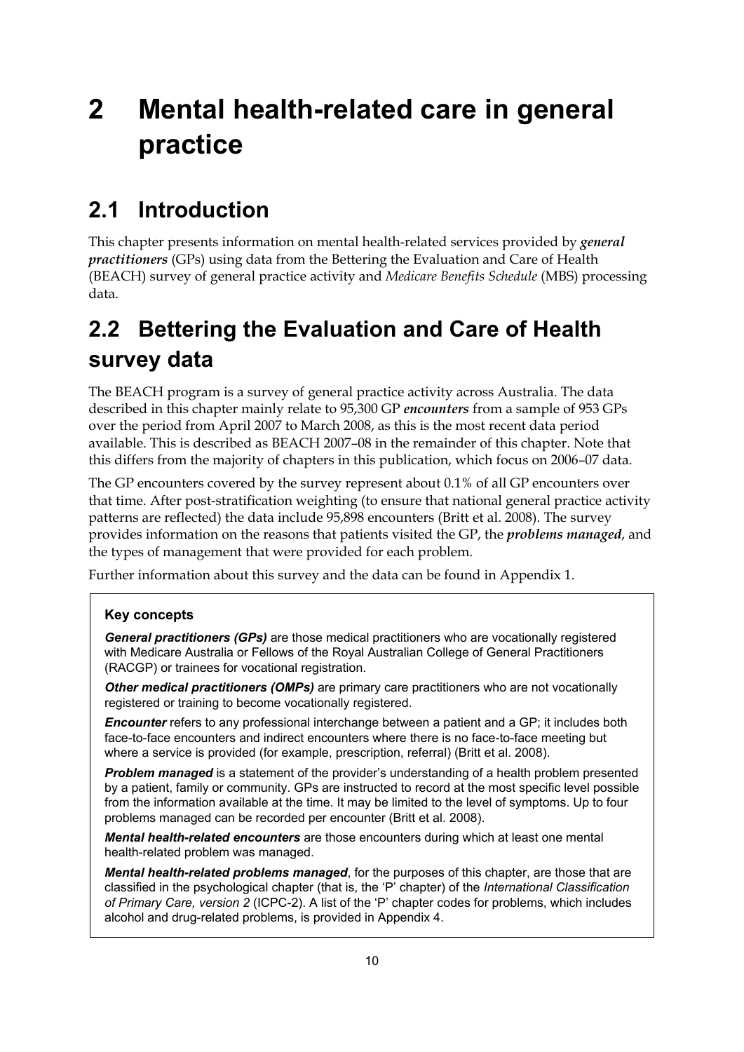# 2 Mental health-related care in general practice

## 2.1 Introduction

This chapter presents information on mental health-related services provided by ***general practitioners*** (GPs) using data from the Bettering the Evaluation and Care of Health (BEACH) survey of general practice activity and *Medicare Benefits Schedule* (MBS) processing data.

## 2.2 Bettering the Evaluation and Care of Health survey data

The BEACH program is a survey of general practice activity across Australia. The data described in this chapter mainly relate to 95,300 GP ***encounters*** from a sample of 953 GPs over the period from April 2007 to March 2008, as this is the most recent data period available. This is described as BEACH 2007–08 in the remainder of this chapter. Note that this differs from the majority of chapters in this publication, which focus on 2006–07 data.

The GP encounters covered by the survey represent about 0.1% of all GP encounters over that time. After post-stratification weighting (to ensure that national general practice activity patterns are reflected) the data include 95,898 encounters (Britt et al. 2008). The survey provides information on the reasons that patients visited the GP, the ***problems managed***, and the types of management that were provided for each problem.

Further information about this survey and the data can be found in Appendix 1.

> **Key concepts**
>
> ***General practitioners (GPs)*** are those medical practitioners who are vocationally registered with Medicare Australia or Fellows of the Royal Australian College of General Practitioners (RACGP) or trainees for vocational registration.
>
> ***Other medical practitioners (OMPs)*** are primary care practitioners who are not vocationally registered or training to become vocationally registered.
>
> ***Encounter*** refers to any professional interchange between a patient and a GP; it includes both face-to-face encounters and indirect encounters where there is no face-to-face meeting but where a service is provided (for example, prescription, referral) (Britt et al. 2008).
>
> ***Problem managed*** is a statement of the provider's understanding of a health problem presented by a patient, family or community. GPs are instructed to record at the most specific level possible from the information available at the time. It may be limited to the level of symptoms. Up to four problems managed can be recorded per encounter (Britt et al. 2008).
>
> ***Mental health-related encounters*** are those encounters during which at least one mental health-related problem was managed.
>
> ***Mental health-related problems managed***, for the purposes of this chapter, are those that are classified in the psychological chapter (that is, the 'P' chapter) of the *International Classification of Primary Care, version 2* (ICPC-2). A list of the 'P' chapter codes for problems, which includes alcohol and drug-related problems, is provided in Appendix 4.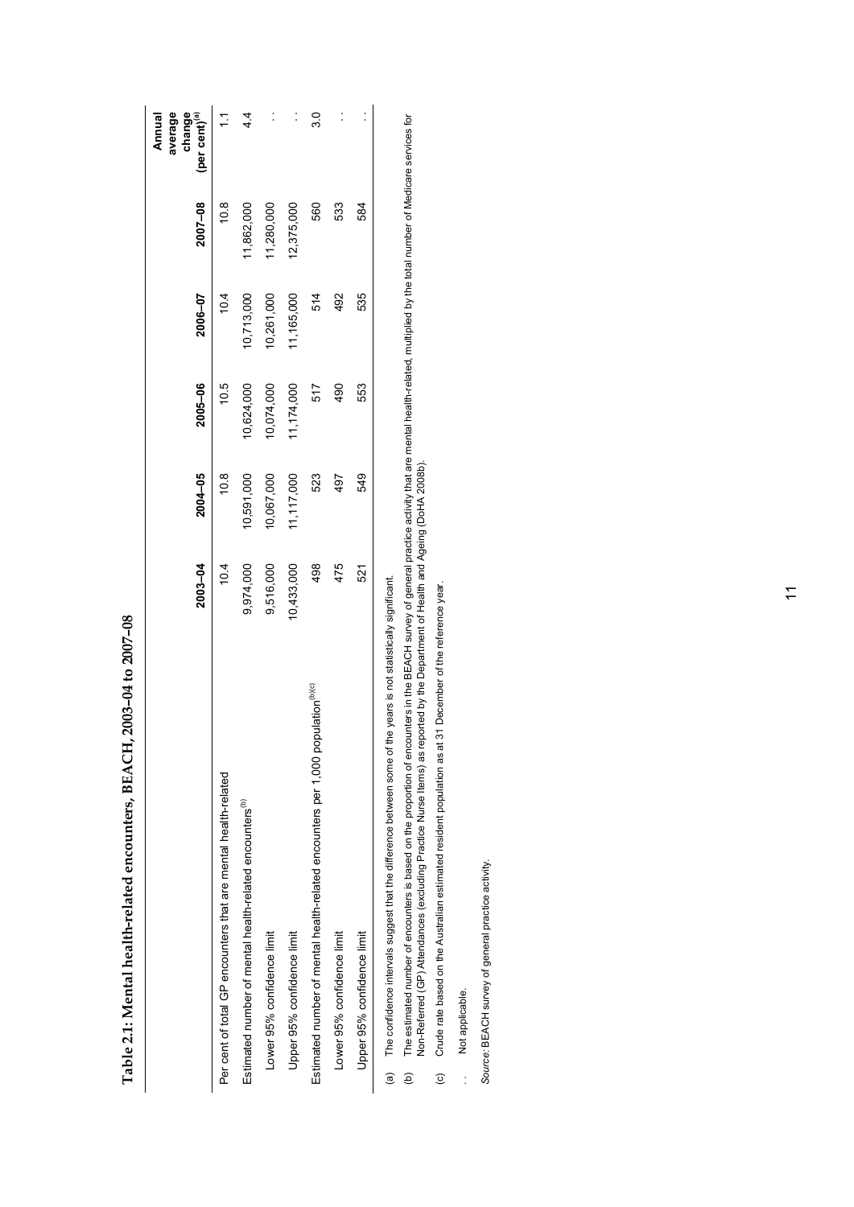# Table 2.1: Mental health-related encounters, BEACH, 2003–04 to 2007–08

| | 2003–04 | 2004–05 | 2005–06 | 2006–07 | 2007–08 | Annual average change (per cent)[(a)] |
|---|---|---|---|---|---|---|
| Per cent of total GP encounters that are mental health-related | 10.4 | 10.8 | 10.5 | 10.4 | 10.8 | 1.1 |
| Estimated number of mental health-related encounters[(b)] | 9,974,000 | 10,591,000 | 10,624,000 | 10,713,000 | 11,862,000 | 4.4 |
| Lower 95% confidence limit | 9,516,000 | 10,067,000 | 10,074,000 | 10,261,000 | 11,280,000 | . . |
| Upper 95% confidence limit | 10,433,000 | 11,117,000 | 11,174,000 | 11,165,000 | 12,375,000 | . . |
| Estimated number of mental health-related encounters per 1,000 population[(b)(c)] | 498 | 523 | 517 | 514 | 560 | 3.0 |
| Lower 95% confidence limit | 475 | 497 | 490 | 492 | 533 | . . |
| Upper 95% confidence limit | 521 | 549 | 553 | 535 | 584 | . . |

(a) The confidence intervals suggest that the difference between some of the years is not statistically significant.

(b) The estimated number of encounters is based on the proportion of encounters in the BEACH survey of general practice activity that are mental health-related, multiplied by the total number of Medicare services for Non-Referred (GP) Attendances (excluding Practice Nurse Items) as reported by the Department of Health and Ageing (DoHA 2008b).

(c) Crude rate based on the Australian estimated resident population as at 31 December of the reference year.

. . Not applicable.

*Source:* BEACH survey of general practice activity.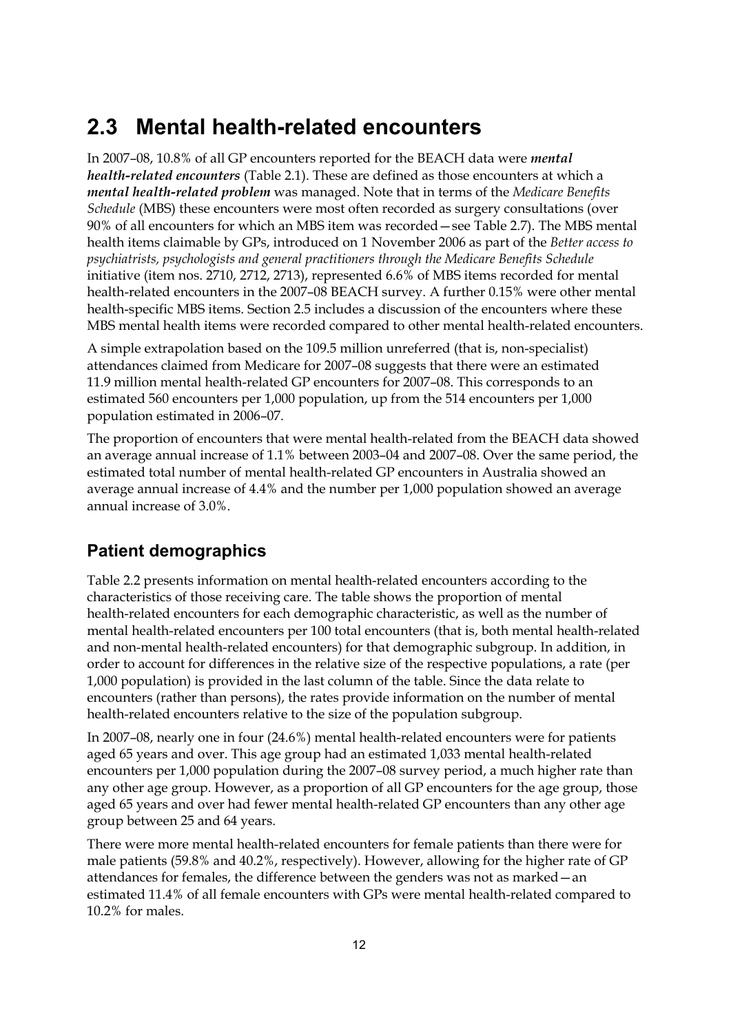## 2.3 Mental health-related encounters

In 2007–08, 10.8% of all GP encounters reported for the BEACH data were ***mental health-related encounters*** (Table 2.1). These are defined as those encounters at which a ***mental health-related problem*** was managed. Note that in terms of the *Medicare Benefits Schedule* (MBS) these encounters were most often recorded as surgery consultations (over 90% of all encounters for which an MBS item was recorded—see Table 2.7). The MBS mental health items claimable by GPs, introduced on 1 November 2006 as part of the *Better access to psychiatrists, psychologists and general practitioners through the Medicare Benefits Schedule* initiative (item nos. 2710, 2712, 2713), represented 6.6% of MBS items recorded for mental health-related encounters in the 2007–08 BEACH survey. A further 0.15% were other mental health-specific MBS items. Section 2.5 includes a discussion of the encounters where these MBS mental health items were recorded compared to other mental health-related encounters.

A simple extrapolation based on the 109.5 million unreferred (that is, non-specialist) attendances claimed from Medicare for 2007–08 suggests that there were an estimated 11.9 million mental health-related GP encounters for 2007–08. This corresponds to an estimated 560 encounters per 1,000 population, up from the 514 encounters per 1,000 population estimated in 2006–07.

The proportion of encounters that were mental health-related from the BEACH data showed an average annual increase of 1.1% between 2003–04 and 2007–08. Over the same period, the estimated total number of mental health-related GP encounters in Australia showed an average annual increase of 4.4% and the number per 1,000 population showed an average annual increase of 3.0%.

### Patient demographics

Table 2.2 presents information on mental health-related encounters according to the characteristics of those receiving care. The table shows the proportion of mental health-related encounters for each demographic characteristic, as well as the number of mental health-related encounters per 100 total encounters (that is, both mental health-related and non-mental health-related encounters) for that demographic subgroup. In addition, in order to account for differences in the relative size of the respective populations, a rate (per 1,000 population) is provided in the last column of the table. Since the data relate to encounters (rather than persons), the rates provide information on the number of mental health-related encounters relative to the size of the population subgroup.

In 2007–08, nearly one in four (24.6%) mental health-related encounters were for patients aged 65 years and over. This age group had an estimated 1,033 mental health-related encounters per 1,000 population during the 2007–08 survey period, a much higher rate than any other age group. However, as a proportion of all GP encounters for the age group, those aged 65 years and over had fewer mental health-related GP encounters than any other age group between 25 and 64 years.

There were more mental health-related encounters for female patients than there were for male patients (59.8% and 40.2%, respectively). However, allowing for the higher rate of GP attendances for females, the difference between the genders was not as marked—an estimated 11.4% of all female encounters with GPs were mental health-related compared to 10.2% for males.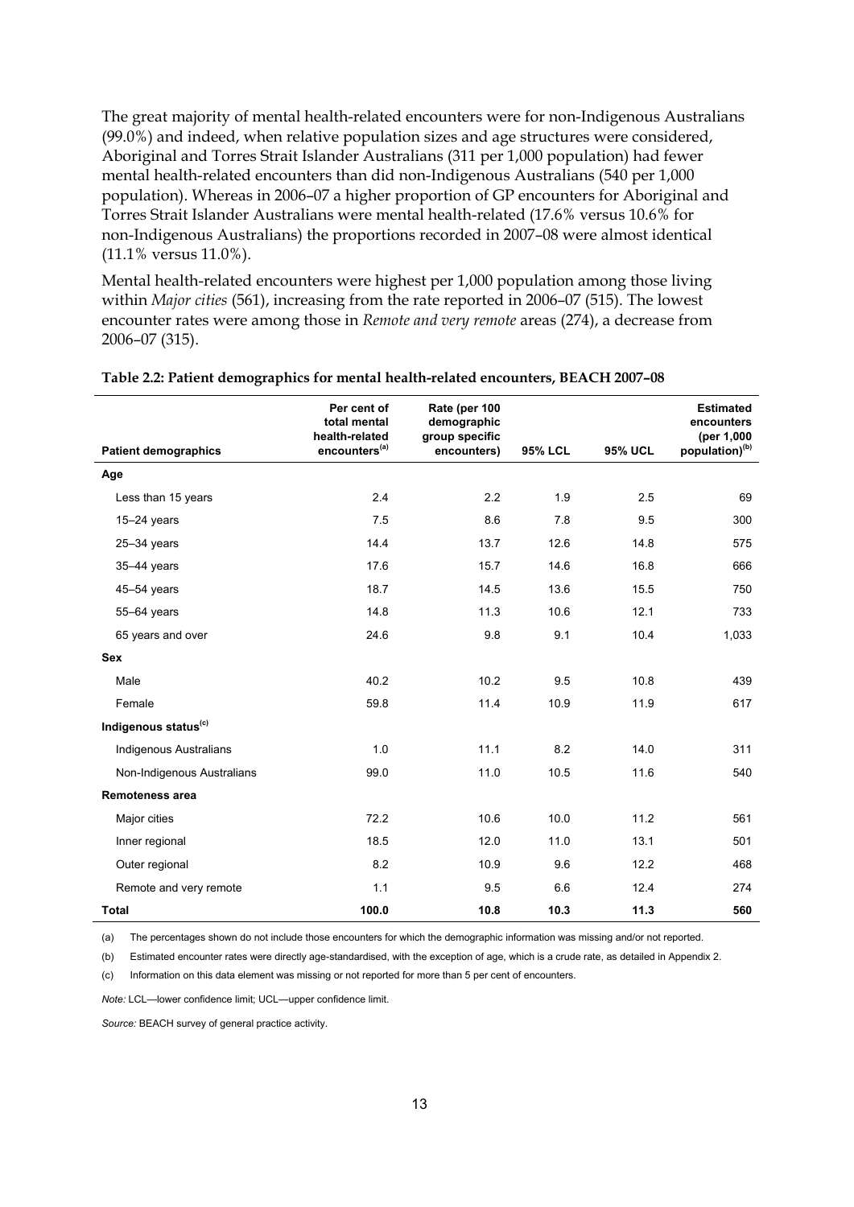The great majority of mental health-related encounters were for non-Indigenous Australians (99.0%) and indeed, when relative population sizes and age structures were considered, Aboriginal and Torres Strait Islander Australians (311 per 1,000 population) had fewer mental health-related encounters than did non-Indigenous Australians (540 per 1,000 population). Whereas in 2006–07 a higher proportion of GP encounters for Aboriginal and Torres Strait Islander Australians were mental health-related (17.6% versus 10.6% for non-Indigenous Australians) the proportions recorded in 2007–08 were almost identical (11.1% versus 11.0%).

Mental health-related encounters were highest per 1,000 population among those living within *Major cities* (561), increasing from the rate reported in 2006–07 (515). The lowest encounter rates were among those in *Remote and very remote* areas (274), a decrease from 2006–07 (315).

**Table 2.2: Patient demographics for mental health-related encounters, BEACH 2007–08**

| Patient demographics | Per cent of total mental health-related encounters[(a)] | Rate (per 100 demographic group specific encounters) | 95% LCL | 95% UCL | Estimated encounters (per 1,000 population)[(b)] |
|---|---|---|---|---|---|
| **Age** | | | | | |
| Less than 15 years | 2.4 | 2.2 | 1.9 | 2.5 | 69 |
| 15–24 years | 7.5 | 8.6 | 7.8 | 9.5 | 300 |
| 25–34 years | 14.4 | 13.7 | 12.6 | 14.8 | 575 |
| 35–44 years | 17.6 | 15.7 | 14.6 | 16.8 | 666 |
| 45–54 years | 18.7 | 14.5 | 13.6 | 15.5 | 750 |
| 55–64 years | 14.8 | 11.3 | 10.6 | 12.1 | 733 |
| 65 years and over | 24.6 | 9.8 | 9.1 | 10.4 | 1,033 |
| **Sex** | | | | | |
| Male | 40.2 | 10.2 | 9.5 | 10.8 | 439 |
| Female | 59.8 | 11.4 | 10.9 | 11.9 | 617 |
| **Indigenous status[(c)]** | | | | | |
| Indigenous Australians | 1.0 | 11.1 | 8.2 | 14.0 | 311 |
| Non-Indigenous Australians | 99.0 | 11.0 | 10.5 | 11.6 | 540 |
| **Remoteness area** | | | | | |
| Major cities | 72.2 | 10.6 | 10.0 | 11.2 | 561 |
| Inner regional | 18.5 | 12.0 | 11.0 | 13.1 | 501 |
| Outer regional | 8.2 | 10.9 | 9.6 | 12.2 | 468 |
| Remote and very remote | 1.1 | 9.5 | 6.6 | 12.4 | 274 |
| **Total** | **100.0** | **10.8** | **10.3** | **11.3** | **560** |

(a) The percentages shown do not include those encounters for which the demographic information was missing and/or not reported.

(b) Estimated encounter rates were directly age-standardised, with the exception of age, which is a crude rate, as detailed in Appendix 2.

(c) Information on this data element was missing or not reported for more than 5 per cent of encounters.

*Note:* LCL—lower confidence limit; UCL—upper confidence limit.

*Source:* BEACH survey of general practice activity.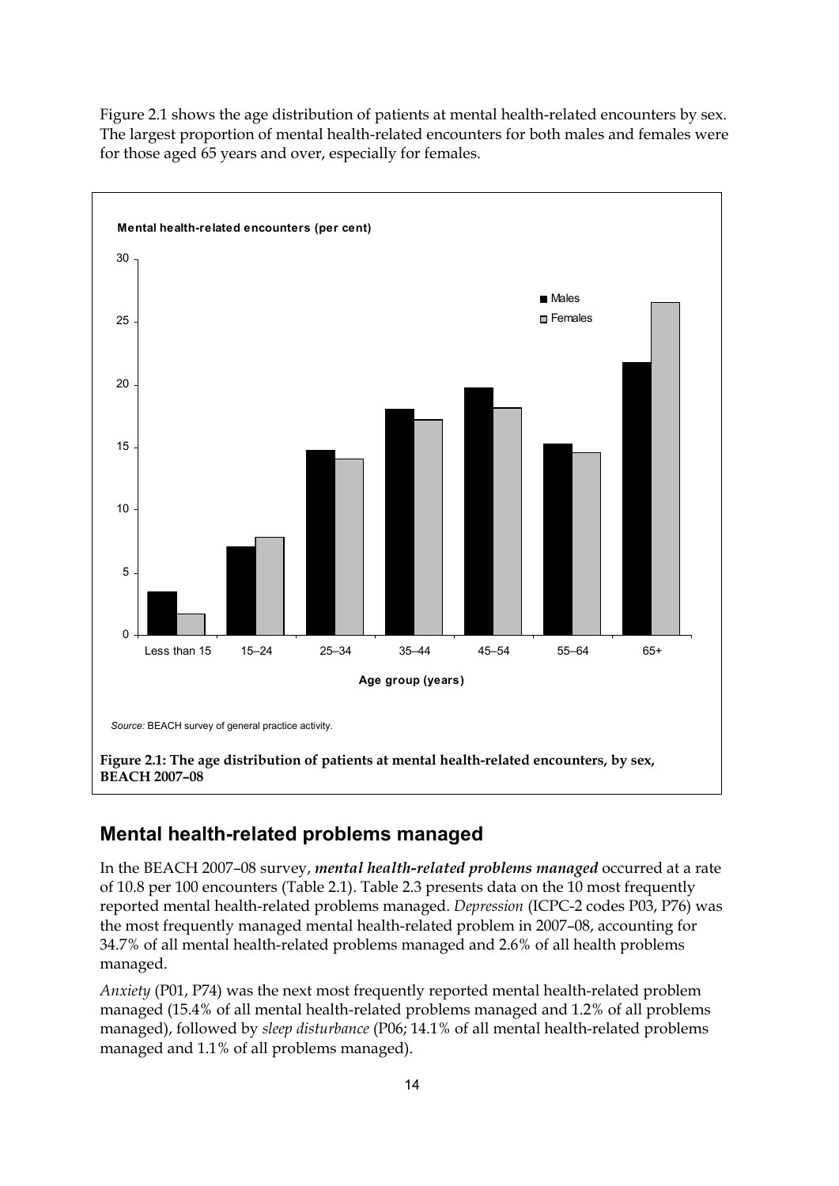Figure 2.1 shows the age distribution of patients at mental health-related encounters by sex. The largest proportion of mental health-related encounters for both males and females were for those aged 65 years and over, especially for females.

*Source:* BEACH survey of general practice activity.

**Figure 2.1: The age distribution of patients at mental health-related encounters, by sex, BEACH 2007–08**

## Mental health-related problems managed

In the BEACH 2007–08 survey, ***mental health-related problems managed*** occurred at a rate of 10.8 per 100 encounters (Table 2.1). Table 2.3 presents data on the 10 most frequently reported mental health-related problems managed. *Depression* (ICPC-2 codes P03, P76) was the most frequently managed mental health-related problem in 2007–08, accounting for 34.7% of all mental health-related problems managed and 2.6% of all health problems managed.

*Anxiety* (P01, P74) was the next most frequently reported mental health-related problem managed (15.4% of all mental health-related problems managed and 1.2% of all problems managed), followed by *sleep disturbance* (P06; 14.1% of all mental health-related problems managed and 1.1% of all problems managed).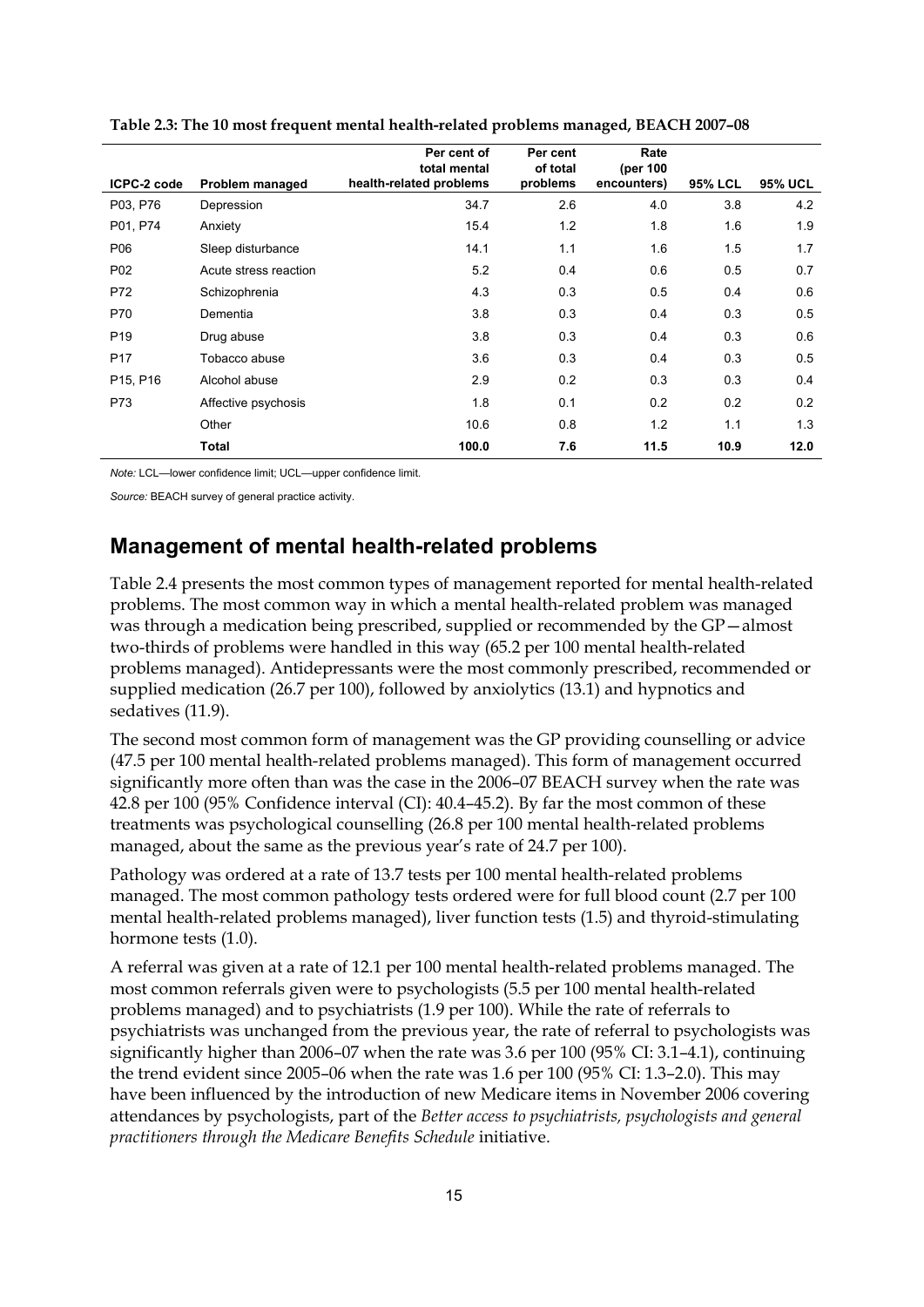**Table 2.3: The 10 most frequent mental health-related problems managed, BEACH 2007–08**

| ICPC-2 code | Problem managed | Per cent of total mental health-related problems | Per cent of total problems | Rate (per 100 encounters) | 95% LCL | 95% UCL |
|---|---|---|---|---|---|---|
| P03, P76 | Depression | 34.7 | 2.6 | 4.0 | 3.8 | 4.2 |
| P01, P74 | Anxiety | 15.4 | 1.2 | 1.8 | 1.6 | 1.9 |
| P06 | Sleep disturbance | 14.1 | 1.1 | 1.6 | 1.5 | 1.7 |
| P02 | Acute stress reaction | 5.2 | 0.4 | 0.6 | 0.5 | 0.7 |
| P72 | Schizophrenia | 4.3 | 0.3 | 0.5 | 0.4 | 0.6 |
| P70 | Dementia | 3.8 | 0.3 | 0.4 | 0.3 | 0.5 |
| P19 | Drug abuse | 3.8 | 0.3 | 0.4 | 0.3 | 0.6 |
| P17 | Tobacco abuse | 3.6 | 0.3 | 0.4 | 0.3 | 0.5 |
| P15, P16 | Alcohol abuse | 2.9 | 0.2 | 0.3 | 0.3 | 0.4 |
| P73 | Affective psychosis | 1.8 | 0.1 | 0.2 | 0.2 | 0.2 |
| | Other | 10.6 | 0.8 | 1.2 | 1.1 | 1.3 |
| | **Total** | **100.0** | **7.6** | **11.5** | **10.9** | **12.0** |

*Note:* LCL—lower confidence limit; UCL—upper confidence limit.

*Source:* BEACH survey of general practice activity.

## Management of mental health-related problems

Table 2.4 presents the most common types of management reported for mental health-related problems. The most common way in which a mental health-related problem was managed was through a medication being prescribed, supplied or recommended by the GP—almost two-thirds of problems were handled in this way (65.2 per 100 mental health-related problems managed). Antidepressants were the most commonly prescribed, recommended or supplied medication (26.7 per 100), followed by anxiolytics (13.1) and hypnotics and sedatives (11.9).

The second most common form of management was the GP providing counselling or advice (47.5 per 100 mental health-related problems managed). This form of management occurred significantly more often than was the case in the 2006–07 BEACH survey when the rate was 42.8 per 100 (95% Confidence interval (CI): 40.4–45.2). By far the most common of these treatments was psychological counselling (26.8 per 100 mental health-related problems managed, about the same as the previous year's rate of 24.7 per 100).

Pathology was ordered at a rate of 13.7 tests per 100 mental health-related problems managed. The most common pathology tests ordered were for full blood count (2.7 per 100 mental health-related problems managed), liver function tests (1.5) and thyroid-stimulating hormone tests (1.0).

A referral was given at a rate of 12.1 per 100 mental health-related problems managed. The most common referrals given were to psychologists (5.5 per 100 mental health-related problems managed) and to psychiatrists (1.9 per 100). While the rate of referrals to psychiatrists was unchanged from the previous year, the rate of referral to psychologists was significantly higher than 2006–07 when the rate was 3.6 per 100 (95% CI: 3.1–4.1), continuing the trend evident since 2005–06 when the rate was 1.6 per 100 (95% CI: 1.3–2.0). This may have been influenced by the introduction of new Medicare items in November 2006 covering attendances by psychologists, part of the *Better access to psychiatrists, psychologists and general practitioners through the Medicare Benefits Schedule* initiative.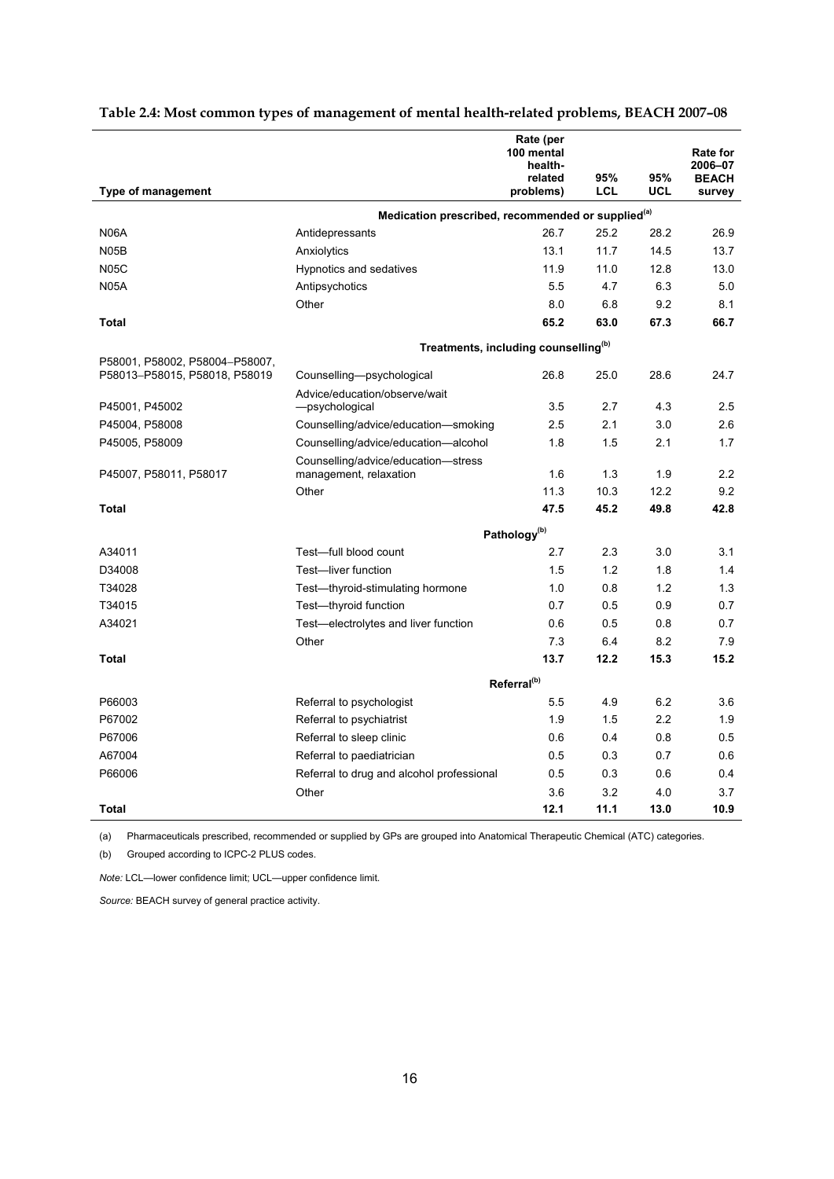**Table 2.4: Most common types of management of mental health-related problems, BEACH 2007–08**

| Type of management | | Rate (per 100 mental health-related problems) | 95% LCL | 95% UCL | Rate for 2006–07 BEACH survey |
|---|---|---|---|---|---|
| | **Medication prescribed, recommended or supplied[(a)]** | | | | |
| N06A | Antidepressants | 26.7 | 25.2 | 28.2 | 26.9 |
| N05B | Anxiolytics | 13.1 | 11.7 | 14.5 | 13.7 |
| N05C | Hypnotics and sedatives | 11.9 | 11.0 | 12.8 | 13.0 |
| N05A | Antipsychotics | 5.5 | 4.7 | 6.3 | 5.0 |
| | Other | 8.0 | 6.8 | 9.2 | 8.1 |
| **Total** | | **65.2** | **63.0** | **67.3** | **66.7** |
| | **Treatments, including counselling[(b)]** | | | | |
| P58001, P58002, P58004–P58007, P58013–P58015, P58018, P58019 | Counselling—psychological | 26.8 | 25.0 | 28.6 | 24.7 |
| P45001, P45002 | Advice/education/observe/wait —psychological | 3.5 | 2.7 | 4.3 | 2.5 |
| P45004, P58008 | Counselling/advice/education—smoking | 2.5 | 2.1 | 3.0 | 2.6 |
| P45005, P58009 | Counselling/advice/education—alcohol | 1.8 | 1.5 | 2.1 | 1.7 |
| P45007, P58011, P58017 | Counselling/advice/education—stress management, relaxation | 1.6 | 1.3 | 1.9 | 2.2 |
| | Other | 11.3 | 10.3 | 12.2 | 9.2 |
| **Total** | | **47.5** | **45.2** | **49.8** | **42.8** |
| | **Pathology[(b)]** | | | | |
| A34011 | Test—full blood count | 2.7 | 2.3 | 3.0 | 3.1 |
| D34008 | Test—liver function | 1.5 | 1.2 | 1.8 | 1.4 |
| T34028 | Test—thyroid-stimulating hormone | 1.0 | 0.8 | 1.2 | 1.3 |
| T34015 | Test—thyroid function | 0.7 | 0.5 | 0.9 | 0.7 |
| A34021 | Test—electrolytes and liver function | 0.6 | 0.5 | 0.8 | 0.7 |
| | Other | 7.3 | 6.4 | 8.2 | 7.9 |
| **Total** | | **13.7** | **12.2** | **15.3** | **15.2** |
| | **Referral[(b)]** | | | | |
| P66003 | Referral to psychologist | 5.5 | 4.9 | 6.2 | 3.6 |
| P67002 | Referral to psychiatrist | 1.9 | 1.5 | 2.2 | 1.9 |
| P67006 | Referral to sleep clinic | 0.6 | 0.4 | 0.8 | 0.5 |
| A67004 | Referral to paediatrician | 0.5 | 0.3 | 0.7 | 0.6 |
| P66006 | Referral to drug and alcohol professional | 0.5 | 0.3 | 0.6 | 0.4 |
| | Other | 3.6 | 3.2 | 4.0 | 3.7 |
| **Total** | | **12.1** | **11.1** | **13.0** | **10.9** |

(a) Pharmaceuticals prescribed, recommended or supplied by GPs are grouped into Anatomical Therapeutic Chemical (ATC) categories.

(b) Grouped according to ICPC-2 PLUS codes.

*Note:* LCL—lower confidence limit; UCL—upper confidence limit.

*Source:* BEACH survey of general practice activity.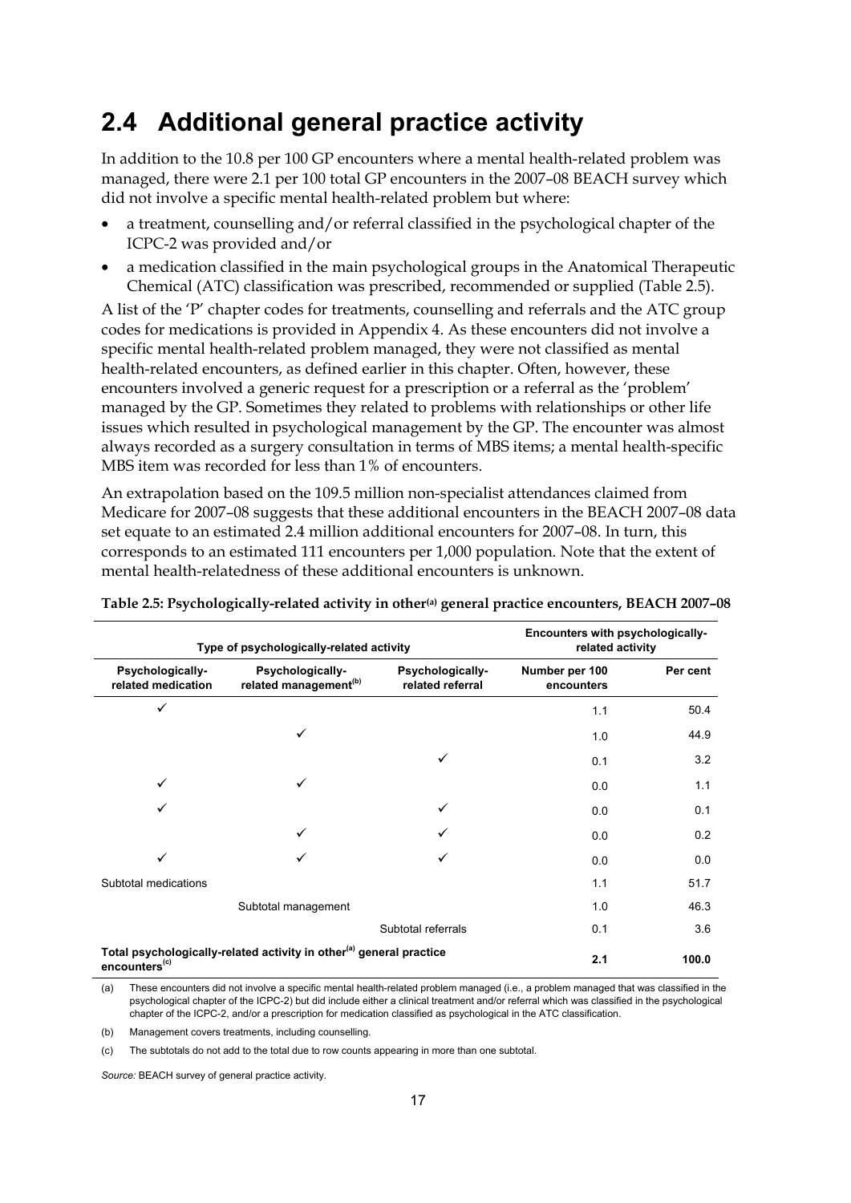## 2.4 Additional general practice activity

In addition to the 10.8 per 100 GP encounters where a mental health-related problem was managed, there were 2.1 per 100 total GP encounters in the 2007–08 BEACH survey which did not involve a specific mental health-related problem but where:

- a treatment, counselling and/or referral classified in the psychological chapter of the ICPC-2 was provided and/or
- a medication classified in the main psychological groups in the Anatomical Therapeutic Chemical (ATC) classification was prescribed, recommended or supplied (Table 2.5).

A list of the 'P' chapter codes for treatments, counselling and referrals and the ATC group codes for medications is provided in Appendix 4. As these encounters did not involve a specific mental health-related problem managed, they were not classified as mental health-related encounters, as defined earlier in this chapter. Often, however, these encounters involved a generic request for a prescription or a referral as the 'problem' managed by the GP. Sometimes they related to problems with relationships or other life issues which resulted in psychological management by the GP. The encounter was almost always recorded as a surgery consultation in terms of MBS items; a mental health-specific MBS item was recorded for less than 1% of encounters.

An extrapolation based on the 109.5 million non-specialist attendances claimed from Medicare for 2007–08 suggests that these additional encounters in the BEACH 2007–08 data set equate to an estimated 2.4 million additional encounters for 2007–08. In turn, this corresponds to an estimated 111 encounters per 1,000 population. Note that the extent of mental health-relatedness of these additional encounters is unknown.

**Table 2.5: Psychologically-related activity in other[(a)] general practice encounters, BEACH 2007–08**

| Type of psychologically-related activity | | | Encounters with psychologically-related activity | |
|---|---|---|---|---|
| **Psychologically-related medication** | **Psychologically-related management[(b)]** | **Psychologically-related referral** | **Number per 100 encounters** | **Per cent** |
| ✓ | | | 1.1 | 50.4 |
| | ✓ | | 1.0 | 44.9 |
| | | ✓ | 0.1 | 3.2 |
| ✓ | ✓ | | 0.0 | 1.1 |
| ✓ | | ✓ | 0.0 | 0.1 |
| | ✓ | ✓ | 0.0 | 0.2 |
| ✓ | ✓ | ✓ | 0.0 | 0.0 |
| Subtotal medications | | | 1.1 | 51.7 |
| | Subtotal management | | 1.0 | 46.3 |
| | | Subtotal referrals | 0.1 | 3.6 |
| **Total psychologically-related activity in other[(a)] general practice encounters[(c)]** | | | **2.1** | **100.0** |

(a) These encounters did not involve a specific mental health-related problem managed (i.e., a problem managed that was classified in the psychological chapter of the ICPC-2) but did include either a clinical treatment and/or referral which was classified in the psychological chapter of the ICPC-2, and/or a prescription for medication classified as psychological in the ATC classification.

(b) Management covers treatments, including counselling.

(c) The subtotals do not add to the total due to row counts appearing in more than one subtotal.

*Source:* BEACH survey of general practice activity.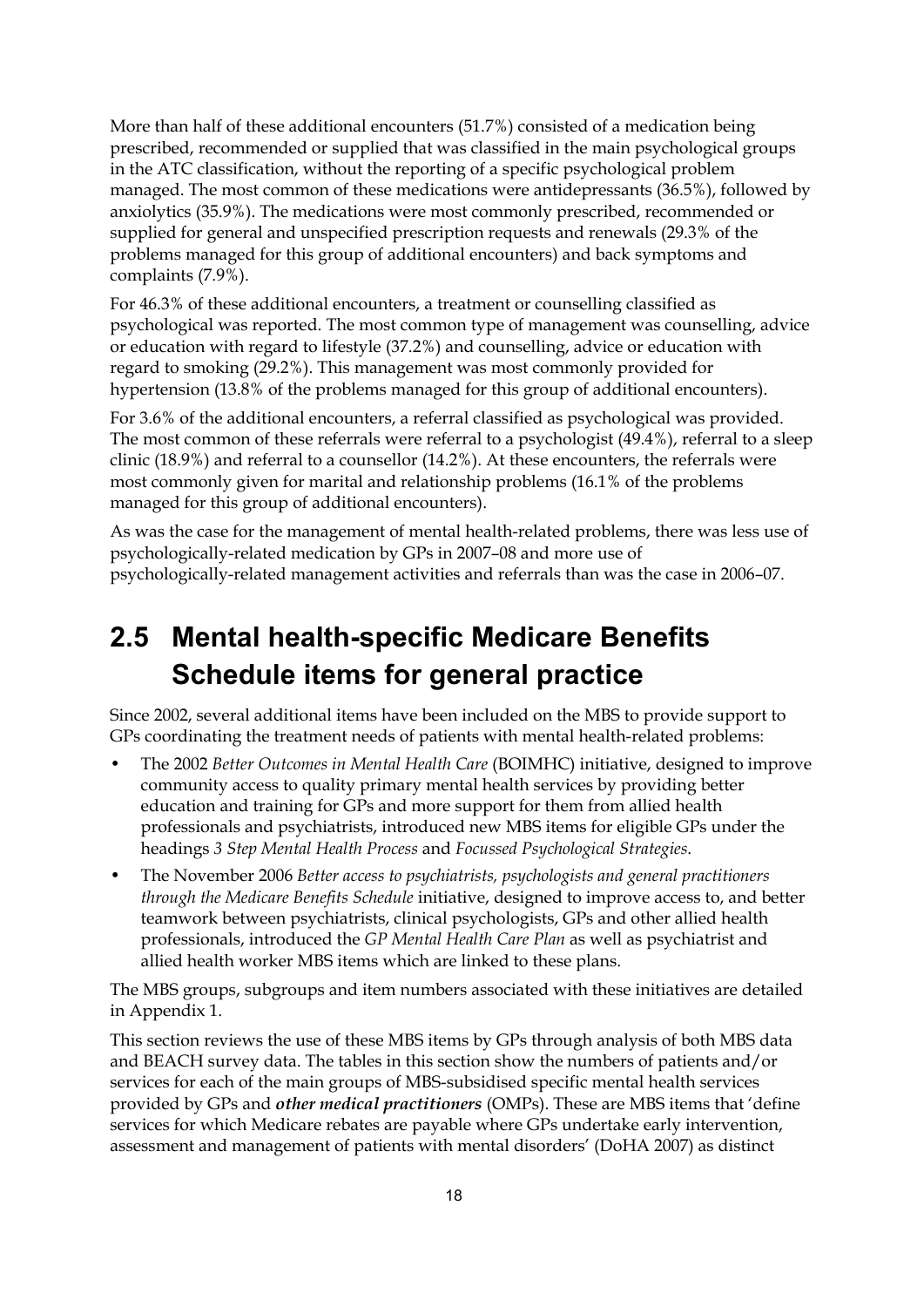More than half of these additional encounters (51.7%) consisted of a medication being prescribed, recommended or supplied that was classified in the main psychological groups in the ATC classification, without the reporting of a specific psychological problem managed. The most common of these medications were antidepressants (36.5%), followed by anxiolytics (35.9%). The medications were most commonly prescribed, recommended or supplied for general and unspecified prescription requests and renewals (29.3% of the problems managed for this group of additional encounters) and back symptoms and complaints (7.9%).

For 46.3% of these additional encounters, a treatment or counselling classified as psychological was reported. The most common type of management was counselling, advice or education with regard to lifestyle (37.2%) and counselling, advice or education with regard to smoking (29.2%). This management was most commonly provided for hypertension (13.8% of the problems managed for this group of additional encounters).

For 3.6% of the additional encounters, a referral classified as psychological was provided. The most common of these referrals were referral to a psychologist (49.4%), referral to a sleep clinic (18.9%) and referral to a counsellor (14.2%). At these encounters, the referrals were most commonly given for marital and relationship problems (16.1% of the problems managed for this group of additional encounters).

As was the case for the management of mental health-related problems, there was less use of psychologically-related medication by GPs in 2007–08 and more use of psychologically-related management activities and referrals than was the case in 2006–07.

## 2.5 Mental health-specific Medicare Benefits Schedule items for general practice

Since 2002, several additional items have been included on the MBS to provide support to GPs coordinating the treatment needs of patients with mental health-related problems:

- The 2002 *Better Outcomes in Mental Health Care* (BOIMHC) initiative, designed to improve community access to quality primary mental health services by providing better education and training for GPs and more support for them from allied health professionals and psychiatrists, introduced new MBS items for eligible GPs under the headings *3 Step Mental Health Process* and *Focussed Psychological Strategies*.
- The November 2006 *Better access to psychiatrists, psychologists and general practitioners through the Medicare Benefits Schedule* initiative, designed to improve access to, and better teamwork between psychiatrists, clinical psychologists, GPs and other allied health professionals, introduced the *GP Mental Health Care Plan* as well as psychiatrist and allied health worker MBS items which are linked to these plans.

The MBS groups, subgroups and item numbers associated with these initiatives are detailed in Appendix 1.

This section reviews the use of these MBS items by GPs through analysis of both MBS data and BEACH survey data. The tables in this section show the numbers of patients and/or services for each of the main groups of MBS-subsidised specific mental health services provided by GPs and ***other medical practitioners*** (OMPs). These are MBS items that 'define services for which Medicare rebates are payable where GPs undertake early intervention, assessment and management of patients with mental disorders' (DoHA 2007) as distinct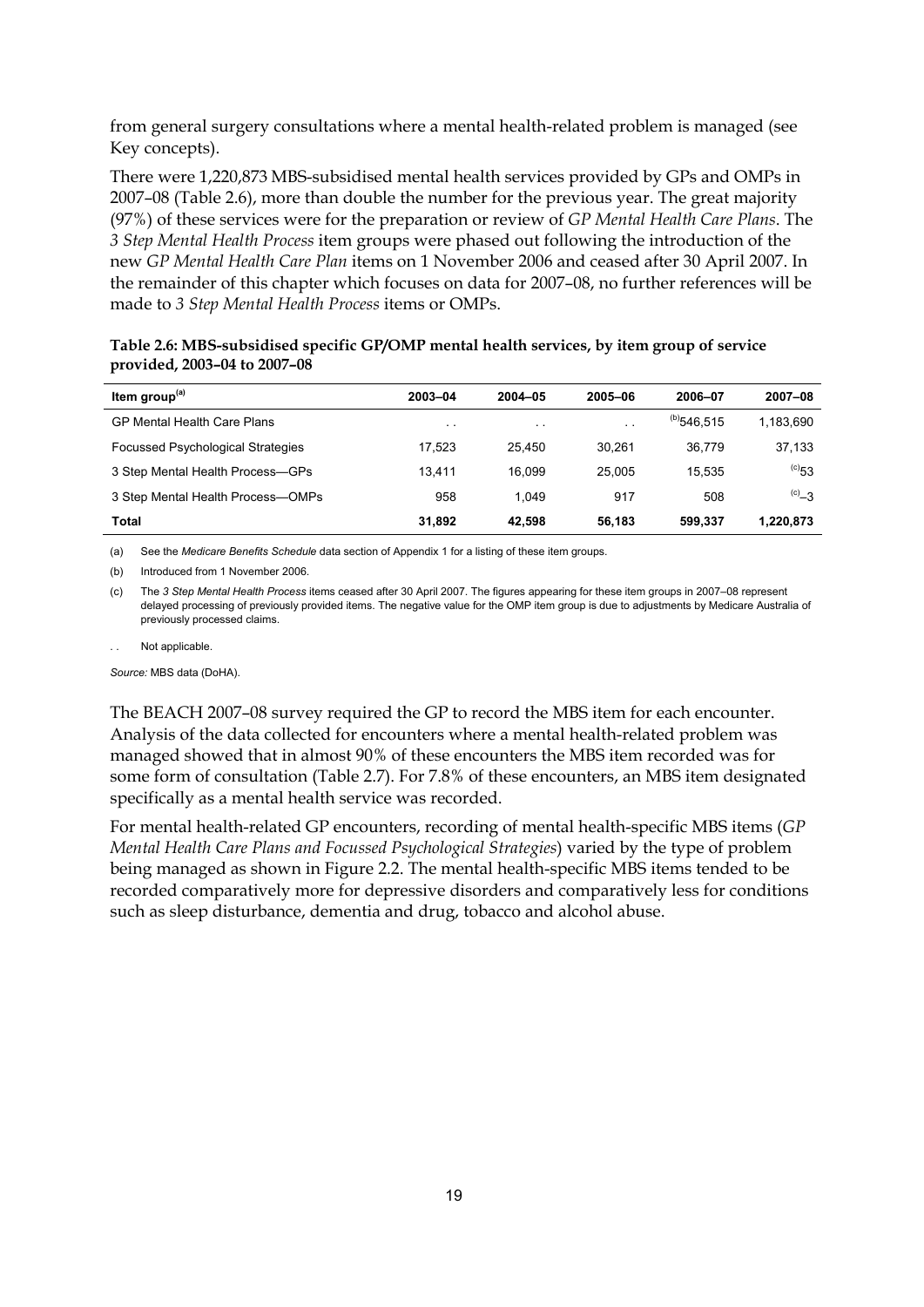from general surgery consultations where a mental health-related problem is managed (see Key concepts).

There were 1,220,873 MBS-subsidised mental health services provided by GPs and OMPs in 2007–08 (Table 2.6), more than double the number for the previous year. The great majority (97%) of these services were for the preparation or review of *GP Mental Health Care Plans*. The *3 Step Mental Health Process* item groups were phased out following the introduction of the new *GP Mental Health Care Plan* items on 1 November 2006 and ceased after 30 April 2007. In the remainder of this chapter which focuses on data for 2007–08, no further references will be made to *3 Step Mental Health Process* items or OMPs.

**Table 2.6: MBS-subsidised specific GP/OMP mental health services, by item group of service provided, 2003–04 to 2007–08**

| Item group[(a)] | 2003–04 | 2004–05 | 2005–06 | 2006–07 | 2007–08 |
|---|---|---|---|---|---|
| GP Mental Health Care Plans | . . | . . | . . | [(b)]546,515 | 1,183,690 |
| Focussed Psychological Strategies | 17,523 | 25,450 | 30,261 | 36,779 | 37,133 |
| 3 Step Mental Health Process—GPs | 13,411 | 16,099 | 25,005 | 15,535 | [(c)]53 |
| 3 Step Mental Health Process—OMPs | 958 | 1,049 | 917 | 508 | [(c)]–3 |
| **Total** | **31,892** | **42,598** | **56,183** | **599,337** | **1,220,873** |

(a) See the *Medicare Benefits Schedule* data section of Appendix 1 for a listing of these item groups.

(b) Introduced from 1 November 2006.

(c) The *3 Step Mental Health Process* items ceased after 30 April 2007. The figures appearing for these item groups in 2007–08 represent delayed processing of previously provided items. The negative value for the OMP item group is due to adjustments by Medicare Australia of previously processed claims.

. . Not applicable.

*Source:* MBS data (DoHA).

The BEACH 2007–08 survey required the GP to record the MBS item for each encounter. Analysis of the data collected for encounters where a mental health-related problem was managed showed that in almost 90% of these encounters the MBS item recorded was for some form of consultation (Table 2.7). For 7.8% of these encounters, an MBS item designated specifically as a mental health service was recorded.

For mental health-related GP encounters, recording of mental health-specific MBS items (*GP Mental Health Care Plans and Focussed Psychological Strategies*) varied by the type of problem being managed as shown in Figure 2.2. The mental health-specific MBS items tended to be recorded comparatively more for depressive disorders and comparatively less for conditions such as sleep disturbance, dementia and drug, tobacco and alcohol abuse.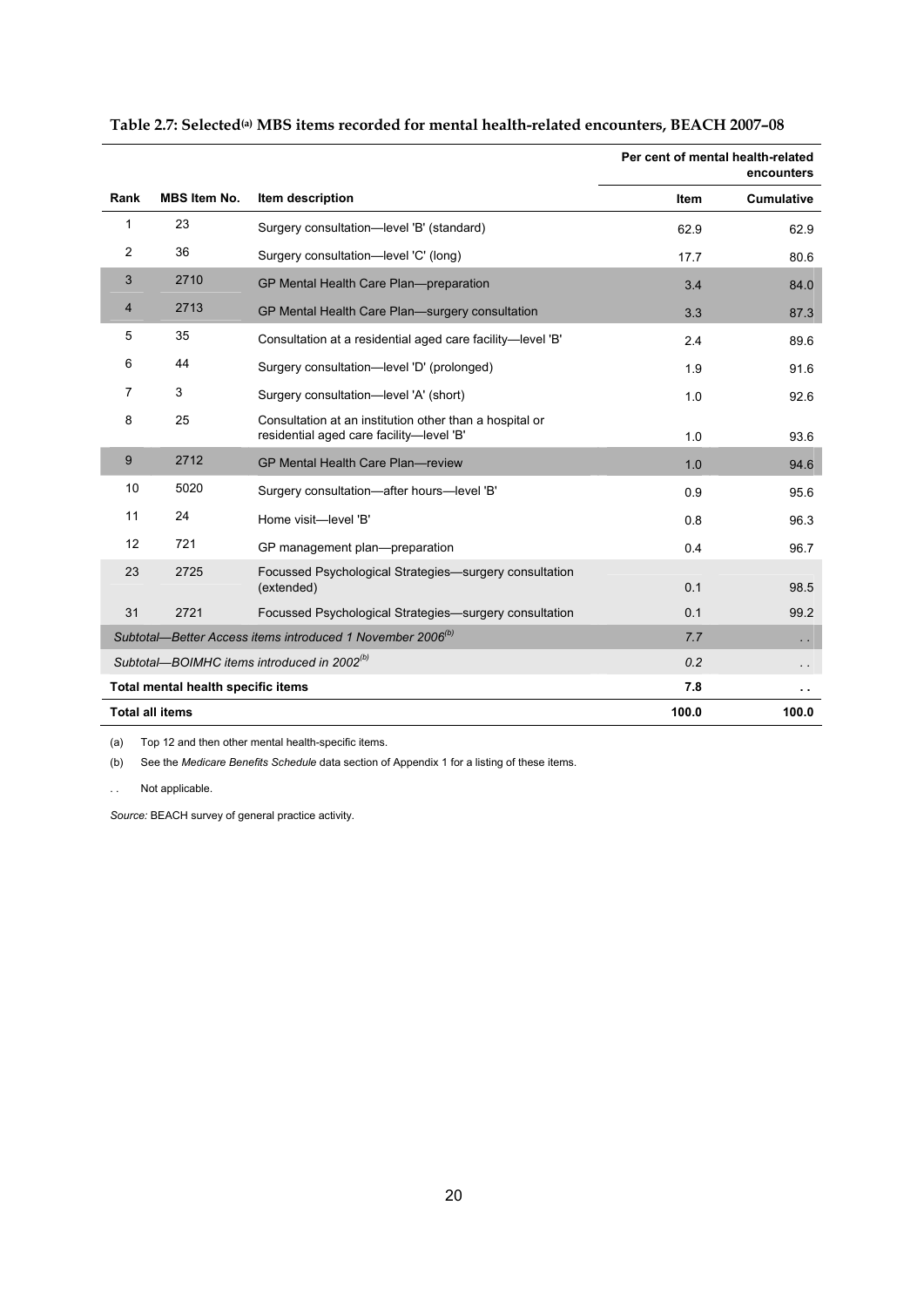**Table 2.7: Selected[(a)] MBS items recorded for mental health-related encounters, BEACH 2007–08**

| Rank | MBS Item No. | Item description | Per cent of mental health-related encounters | |
|---|---|---|---|---|
| | | | Item | Cumulative |
| 1 | 23 | Surgery consultation—level 'B' (standard) | 62.9 | 62.9 |
| 2 | 36 | Surgery consultation—level 'C' (long) | 17.7 | 80.6 |
| 3 | 2710 | GP Mental Health Care Plan—preparation | 3.4 | 84.0 |
| 4 | 2713 | GP Mental Health Care Plan—surgery consultation | 3.3 | 87.3 |
| 5 | 35 | Consultation at a residential aged care facility—level 'B' | 2.4 | 89.6 |
| 6 | 44 | Surgery consultation—level 'D' (prolonged) | 1.9 | 91.6 |
| 7 | 3 | Surgery consultation—level 'A' (short) | 1.0 | 92.6 |
| 8 | 25 | Consultation at an institution other than a hospital or residential aged care facility—level 'B' | 1.0 | 93.6 |
| 9 | 2712 | GP Mental Health Care Plan—review | 1.0 | 94.6 |
| 10 | 5020 | Surgery consultation—after hours—level 'B' | 0.9 | 95.6 |
| 11 | 24 | Home visit—level 'B' | 0.8 | 96.3 |
| 12 | 721 | GP management plan—preparation | 0.4 | 96.7 |
| 23 | 2725 | Focussed Psychological Strategies—surgery consultation (extended) | 0.1 | 98.5 |
| 31 | 2721 | Focussed Psychological Strategies—surgery consultation | 0.1 | 99.2 |
| *Subtotal—Better Access items introduced 1 November 2006[(b)]* | | | *7.7* | . . |
| *Subtotal—BOIMHC items introduced in 2002[(b)]* | | | *0.2* | . . |
| **Total mental health specific items** | | | **7.8** | **. .** |
| **Total all items** | | | **100.0** | **100.0** |

(a) Top 12 and then other mental health-specific items.

(b) See the *Medicare Benefits Schedule* data section of Appendix 1 for a listing of these items.

. . Not applicable.

*Source:* BEACH survey of general practice activity.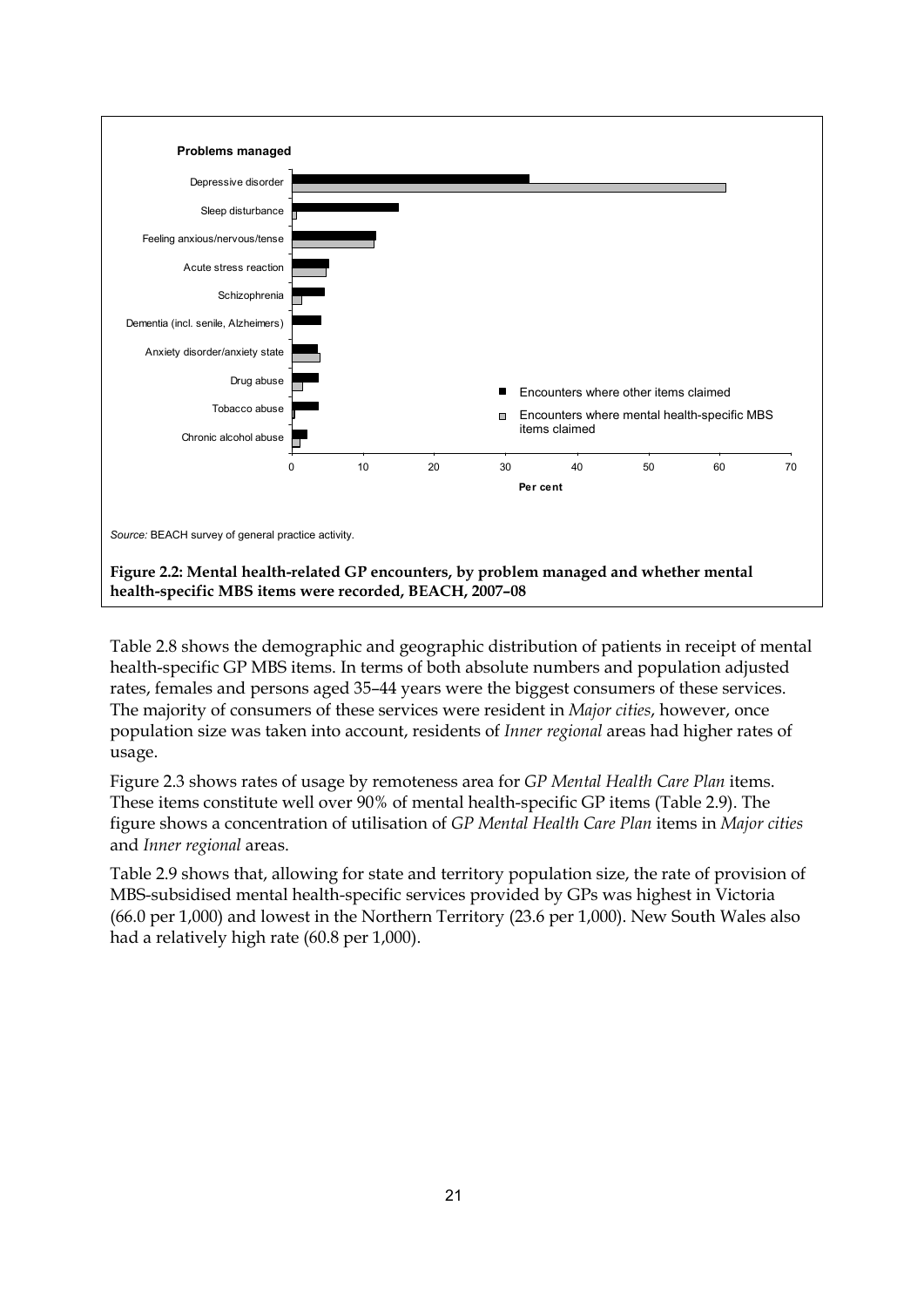Source: BEACH survey of general practice activity.

**Figure 2.2: Mental health-related GP encounters, by problem managed and whether mental health-specific MBS items were recorded, BEACH, 2007–08**

Table 2.8 shows the demographic and geographic distribution of patients in receipt of mental health-specific GP MBS items. In terms of both absolute numbers and population adjusted rates, females and persons aged 35–44 years were the biggest consumers of these services. The majority of consumers of these services were resident in *Major cities*, however, once population size was taken into account, residents of *Inner regional* areas had higher rates of usage.

Figure 2.3 shows rates of usage by remoteness area for *GP Mental Health Care Plan* items. These items constitute well over 90% of mental health-specific GP items (Table 2.9). The figure shows a concentration of utilisation of *GP Mental Health Care Plan* items in *Major cities* and *Inner regional* areas.

Table 2.9 shows that, allowing for state and territory population size, the rate of provision of MBS-subsidised mental health-specific services provided by GPs was highest in Victoria (66.0 per 1,000) and lowest in the Northern Territory (23.6 per 1,000). New South Wales also had a relatively high rate (60.8 per 1,000).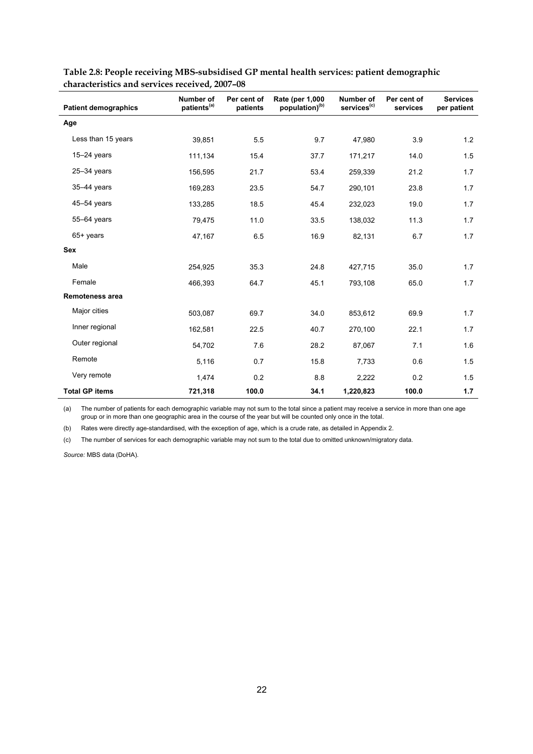**Table 2.8: People receiving MBS-subsidised GP mental health services: patient demographic characteristics and services received, 2007–08**

| Patient demographics | Number of patients[(a)] | Per cent of patients | Rate (per 1,000 population)[(b)] | Number of services[(c)] | Per cent of services | Services per patient |
|---|---|---|---|---|---|---|
| **Age** | | | | | | |
| Less than 15 years | 39,851 | 5.5 | 9.7 | 47,980 | 3.9 | 1.2 |
| 15–24 years | 111,134 | 15.4 | 37.7 | 171,217 | 14.0 | 1.5 |
| 25–34 years | 156,595 | 21.7 | 53.4 | 259,339 | 21.2 | 1.7 |
| 35–44 years | 169,283 | 23.5 | 54.7 | 290,101 | 23.8 | 1.7 |
| 45–54 years | 133,285 | 18.5 | 45.4 | 232,023 | 19.0 | 1.7 |
| 55–64 years | 79,475 | 11.0 | 33.5 | 138,032 | 11.3 | 1.7 |
| 65+ years | 47,167 | 6.5 | 16.9 | 82,131 | 6.7 | 1.7 |
| **Sex** | | | | | | |
| Male | 254,925 | 35.3 | 24.8 | 427,715 | 35.0 | 1.7 |
| Female | 466,393 | 64.7 | 45.1 | 793,108 | 65.0 | 1.7 |
| **Remoteness area** | | | | | | |
| Major cities | 503,087 | 69.7 | 34.0 | 853,612 | 69.9 | 1.7 |
| Inner regional | 162,581 | 22.5 | 40.7 | 270,100 | 22.1 | 1.7 |
| Outer regional | 54,702 | 7.6 | 28.2 | 87,067 | 7.1 | 1.6 |
| Remote | 5,116 | 0.7 | 15.8 | 7,733 | 0.6 | 1.5 |
| Very remote | 1,474 | 0.2 | 8.8 | 2,222 | 0.2 | 1.5 |
| **Total GP items** | **721,318** | **100.0** | **34.1** | **1,220,823** | **100.0** | **1.7** |

(a) The number of patients for each demographic variable may not sum to the total since a patient may receive a service in more than one age group or in more than one geographic area in the course of the year but will be counted only once in the total.

(b) Rates were directly age-standardised, with the exception of age, which is a crude rate, as detailed in Appendix 2.

(c) The number of services for each demographic variable may not sum to the total due to omitted unknown/migratory data.

*Source:* MBS data (DoHA).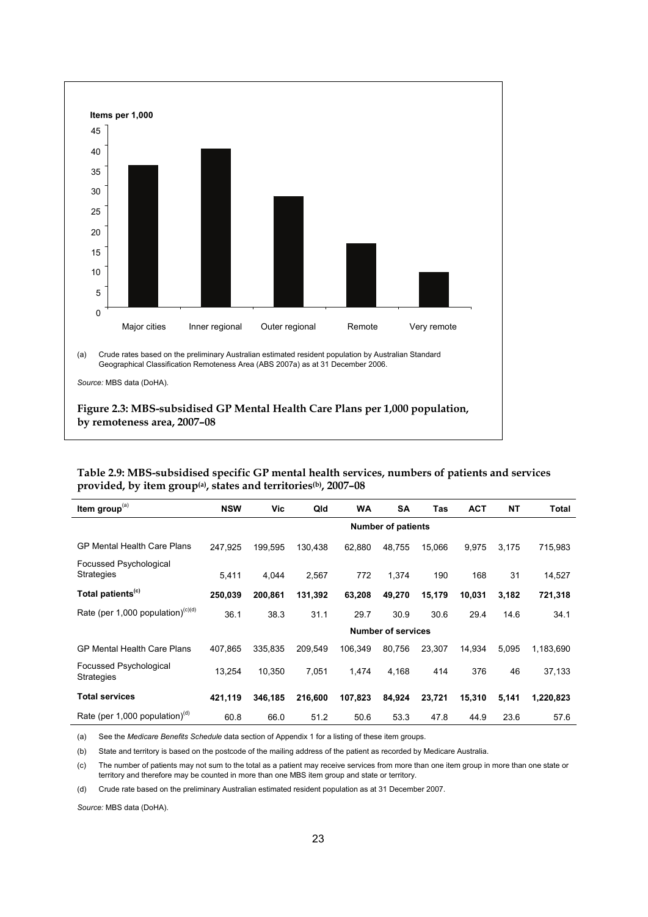Items per 1,000

45
40
35
30
25
20
15
10
5
0

Major cities
Inner regional
Outer regional
Remote
Very remote

(a) Crude rates based on the preliminary Australian estimated resident population by Australian Standard Geographical Classification Remoteness Area (ABS 2007a) as at 31 December 2006.

*Source:* MBS data (DoHA).

**Figure 2.3: MBS-subsidised GP Mental Health Care Plans per 1,000 population, by remoteness area, 2007–08**

**Table 2.9: MBS-subsidised specific GP mental health services, numbers of patients and services provided, by item group[(a)], states and territories[(b)], 2007–08**

| Item group[(a)] | NSW | Vic | Qld | WA | SA | Tas | ACT | NT | Total |
|---|---|---|---|---|---|---|---|---|---|
| | | | | | **Number of patients** | | | | |
| GP Mental Health Care Plans | 247,925 | 199,595 | 130,438 | 62,880 | 48,755 | 15,066 | 9,975 | 3,175 | 715,983 |
| Focussed Psychological Strategies | 5,411 | 4,044 | 2,567 | 772 | 1,374 | 190 | 168 | 31 | 14,527 |
| **Total patients[(c)]** | **250,039** | **200,861** | **131,392** | **63,208** | **49,270** | **15,179** | **10,031** | **3,182** | **721,318** |
| Rate (per 1,000 population)[(c)(d)] | 36.1 | 38.3 | 31.1 | 29.7 | 30.9 | 30.6 | 29.4 | 14.6 | 34.1 |
| | | | | | **Number of services** | | | | |
| GP Mental Health Care Plans | 407,865 | 335,835 | 209,549 | 106,349 | 80,756 | 23,307 | 14,934 | 5,095 | 1,183,690 |
| Focussed Psychological Strategies | 13,254 | 10,350 | 7,051 | 1,474 | 4,168 | 414 | 376 | 46 | 37,133 |
| **Total services** | **421,119** | **346,185** | **216,600** | **107,823** | **84,924** | **23,721** | **15,310** | **5,141** | **1,220,823** |
| Rate (per 1,000 population)[(d)] | 60.8 | 66.0 | 51.2 | 50.6 | 53.3 | 47.8 | 44.9 | 23.6 | 57.6 |

(a) See the *Medicare Benefits Schedule* data section of Appendix 1 for a listing of these item groups.

(b) State and territory is based on the postcode of the mailing address of the patient as recorded by Medicare Australia.

(c) The number of patients may not sum to the total as a patient may receive services from more than one item group in more than one state or territory and therefore may be counted in more than one MBS item group and state or territory.

(d) Crude rate based on the preliminary Australian estimated resident population as at 31 December 2007.

*Source:* MBS data (DoHA).